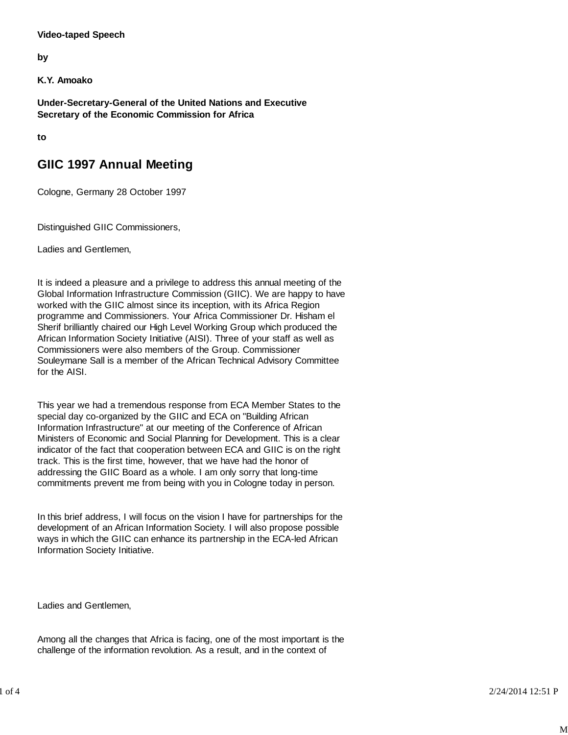**Video-taped Speech**

**by**

**K.Y. Amoako**

**Under-Secretary-General of the United Nations and Executive Secretary of the Economic Commission for Africa**

**to**

# GIIC 1997 Annual Meeting

Cologne, Germany 28 October 1997

Distinguished GIIC Commissioners,

Ladies and Gentlemen,

It is indeed a pleasure and a privilege to address this annual meeting of the Global Information Infrastructure Commission (GIIC). We are happy to have worked with the GIIC almost since its inception, with its Africa Region programme and Commissioners. Your Africa Commissioner Dr. Hisham el Sherif brilliantly chaired our High Level Working Group which produced the African Information Society Initiative (AISI). Three of your staff as well as Commissioners were also members of the Group. Commissioner Souleymane Sall is a member of the African Technical Advisory Committee for the AISI.

This year we had a tremendous response from ECA Member States to the special day co-organized by the GIIC and ECA on "Building African Information Infrastructure" at our meeting of the Conference of African Ministers of Economic and Social Planning for Development. This is a clear indicator of the fact that cooperation between ECA and GIIC is on the right track. This is the first time, however, that we have had the honor of addressing the GIIC Board as a whole. I am only sorry that long-time commitments prevent me from being with you in Cologne today in person.

In this brief address, I will focus on the vision I have for partnerships for the development of an African Information Society. I will also propose possible ways in which the GIIC can enhance its partnership in the ECA-led African Information Society Initiative.

Ladies and Gentlemen,

Among all the changes that Africa is facing, one of the most important is the challenge of the information revolution. As a result, and in the context of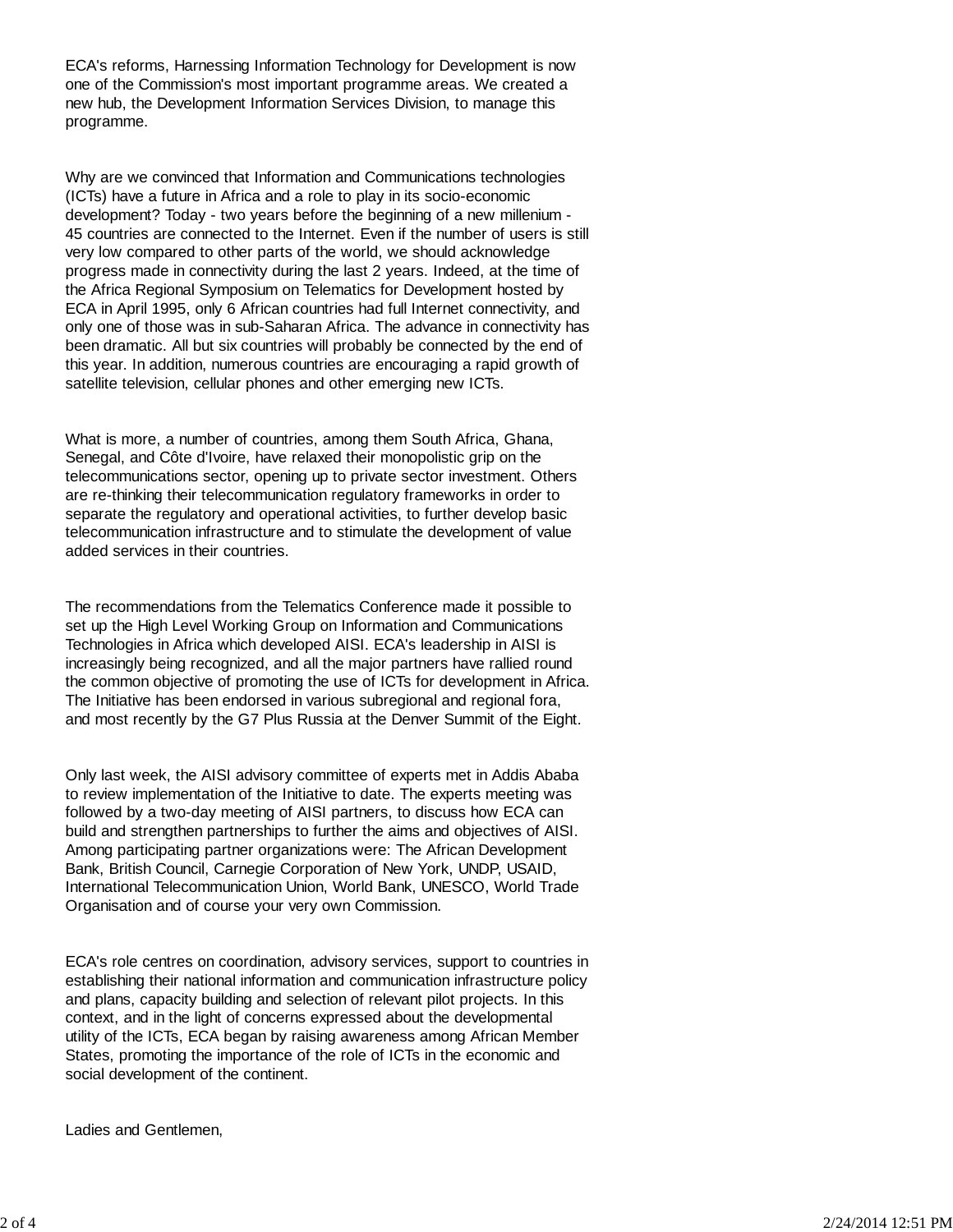ECA's reforms, Harnessing Information Technology for Development is now one of the Commission's most important programme areas. We created a new hub, the Development Information Services Division, to manage this programme.

Why are we convinced that Information and Communications technologies (ICTs) have a future in Africa and a role to play in its socio-economic development? Today - two years before the beginning of a new millenium - 45 countries are connected to the Internet. Even if the number of users is still very low compared to other parts of the world, we should acknowledge progress made in connectivity during the last 2 years. Indeed, at the time of the Africa Regional Symposium on Telematics for Development hosted by ECA in April 1995, only 6 African countries had full Internet connectivity, and only one of those was in sub-Saharan Africa. The advance in connectivity has been dramatic. All but six countries will probably be connected by the end of this year. In addition, numerous countries are encouraging a rapid growth of satellite television, cellular phones and other emerging new ICTs.

What is more, a number of countries, among them South Africa, Ghana, Senegal, and Côte d'Ivoire, have relaxed their monopolistic grip on the telecommunications sector, opening up to private sector investment. Others are re-thinking their telecommunication regulatory frameworks in order to separate the regulatory and operational activities, to further develop basic telecommunication infrastructure and to stimulate the development of value added services in their countries.

The recommendations from the Telematics Conference made it possible to set up the High Level Working Group on Information and Communications Technologies in Africa which developed AISI. ECA's leadership in AISI is increasingly being recognized, and all the major partners have rallied round the common objective of promoting the use of ICTs for development in Africa. The Initiative has been endorsed in various subregional and regional fora, and most recently by the G7 Plus Russia at the Denver Summit of the Eight.

Only last week, the AISI advisory committee of experts met in Addis Ababa to review implementation of the Initiative to date. The experts meeting was followed by a two-day meeting of AISI partners, to discuss how ECA can build and strengthen partnerships to further the aims and objectives of AISI. Among participating partner organizations were: The African Development Bank, British Council, Carnegie Corporation of New York, UNDP, USAID, International Telecommunication Union, World Bank, UNESCO, World Trade Organisation and of course your very own Commission.

ECA's role centres on coordination, advisory services, support to countries in establishing their national information and communication infrastructure policy and plans, capacity building and selection of relevant pilot projects. In this context, and in the light of concerns expressed about the developmental utility of the ICTs, ECA began by raising awareness among African Member States, promoting the importance of the role of ICTs in the economic and social development of the continent.

Ladies and Gentlemen,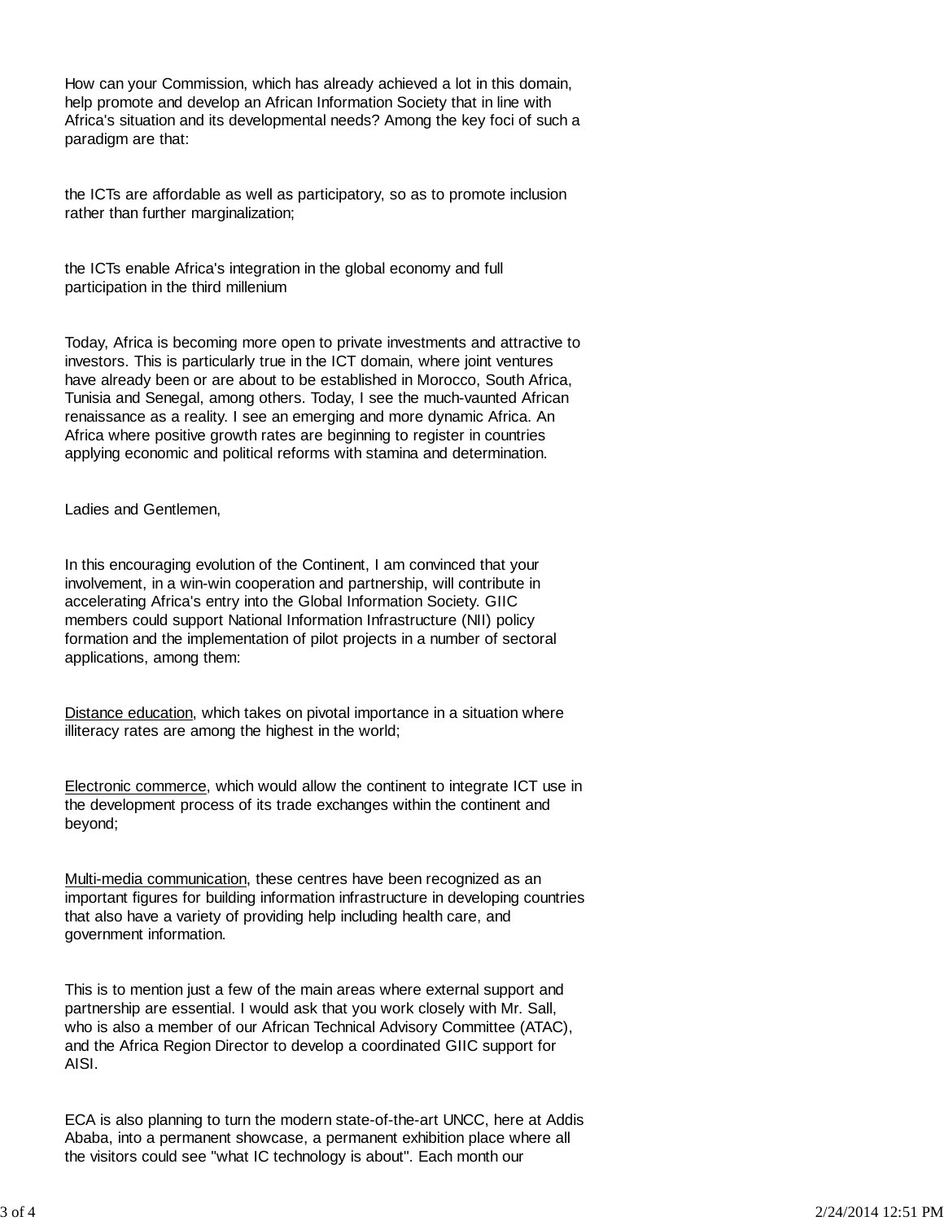How can your Commission, which has already achieved a lot in this domain, help promote and develop an African Information Society that in line with Africa's situation and its developmental needs? Among the key foci of such a paradigm are that:

the ICTs are affordable as well as participatory, so as to promote inclusion rather than further marginalization;

the ICTs enable Africa's integration in the global economy and full participation in the third millenium

Today, Africa is becoming more open to private investments and attractive to investors. This is particularly true in the ICT domain, where joint ventures have already been or are about to be established in Morocco, South Africa, Tunisia and Senegal, among others. Today, I see the much-vaunted African renaissance as a reality. I see an emerging and more dynamic Africa. An Africa where positive growth rates are beginning to register in countries applying economic and political reforms with stamina and determination.

Ladies and Gentlemen,

In this encouraging evolution of the Continent, I am convinced that your involvement, in a win-win cooperation and partnership, will contribute in accelerating Africa's entry into the Global Information Society. GIIC members could support National Information Infrastructure (NII) policy formation and the implementation of pilot projects in a number of sectoral applications, among them:

<u>Distance education</u>, which takes on pivotal importance in a situation where illiteracy rates are among the highest in the world;

<u>Electronic commerce</u>, which would allow the continent to integrate ICT use in the development process of its trade exchanges within the continent and beyond;

<u>Multi-media communication</u>, these centres have been recognized as an important figures for building information infrastructure in developing countries that also have a variety of providing help including health care, and government information.

This is to mention just a few of the main areas where external support and partnership are essential. I would ask that you work closely with Mr. Sall, who is also a member of our African Technical Advisory Committee (ATAC), and the Africa Region Director to develop a coordinated GIIC support for AISI.

ECA is also planning to turn the modern state-of-the-art UNCC, here at Addis Ababa, into a permanent showcase, a permanent exhibition place where all the visitors could see "what IC technology is about". Each month our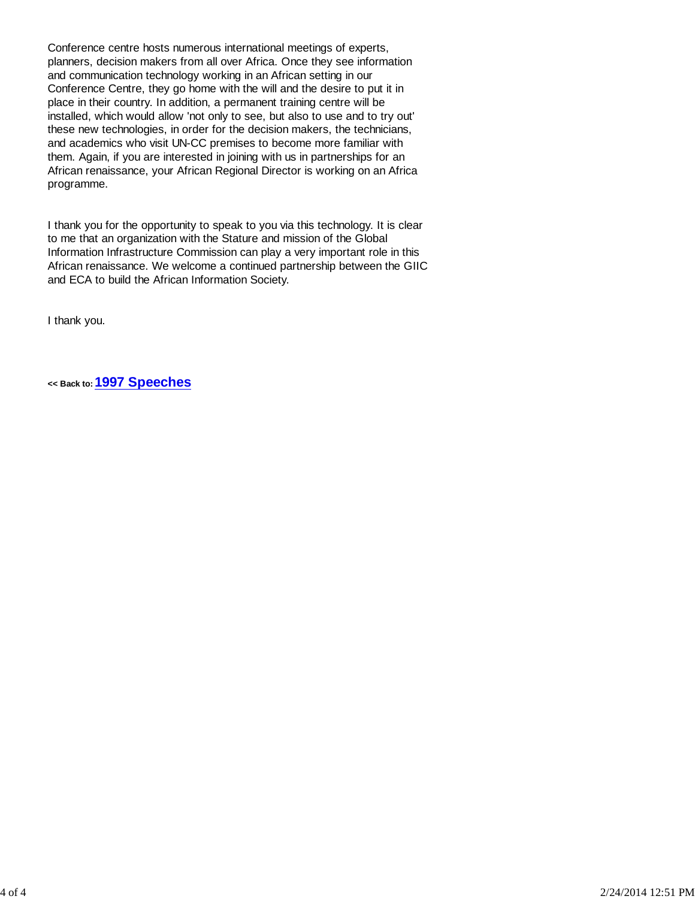Conference centre hosts numerous international meetings of experts, planners, decision makers from all over Africa. Once they see information and communication technology working in an African setting in our Conference Centre, they go home with the will and the desire to put it in place in their country. In addition, a permanent training centre will be installed, which would allow 'not only to see, but also to use and to try out' these new technologies, in order for the decision makers, the technicians, and academics who visit UN-CC premises to become more familiar with them. Again, if you are interested in joining with us in partnerships for an African renaissance, your African Regional Director is working on an Africa programme.

I thank you for the opportunity to speak to you via this technology. It is clear to me that an organization with the Stature and mission of the Global Information Infrastructure Commission can play a very important role in this African renaissance. We welcome a continued partnership between the GIIC and ECA to build the African Information Society.

I thank you.

**<< Back to: 1997 Speeches**